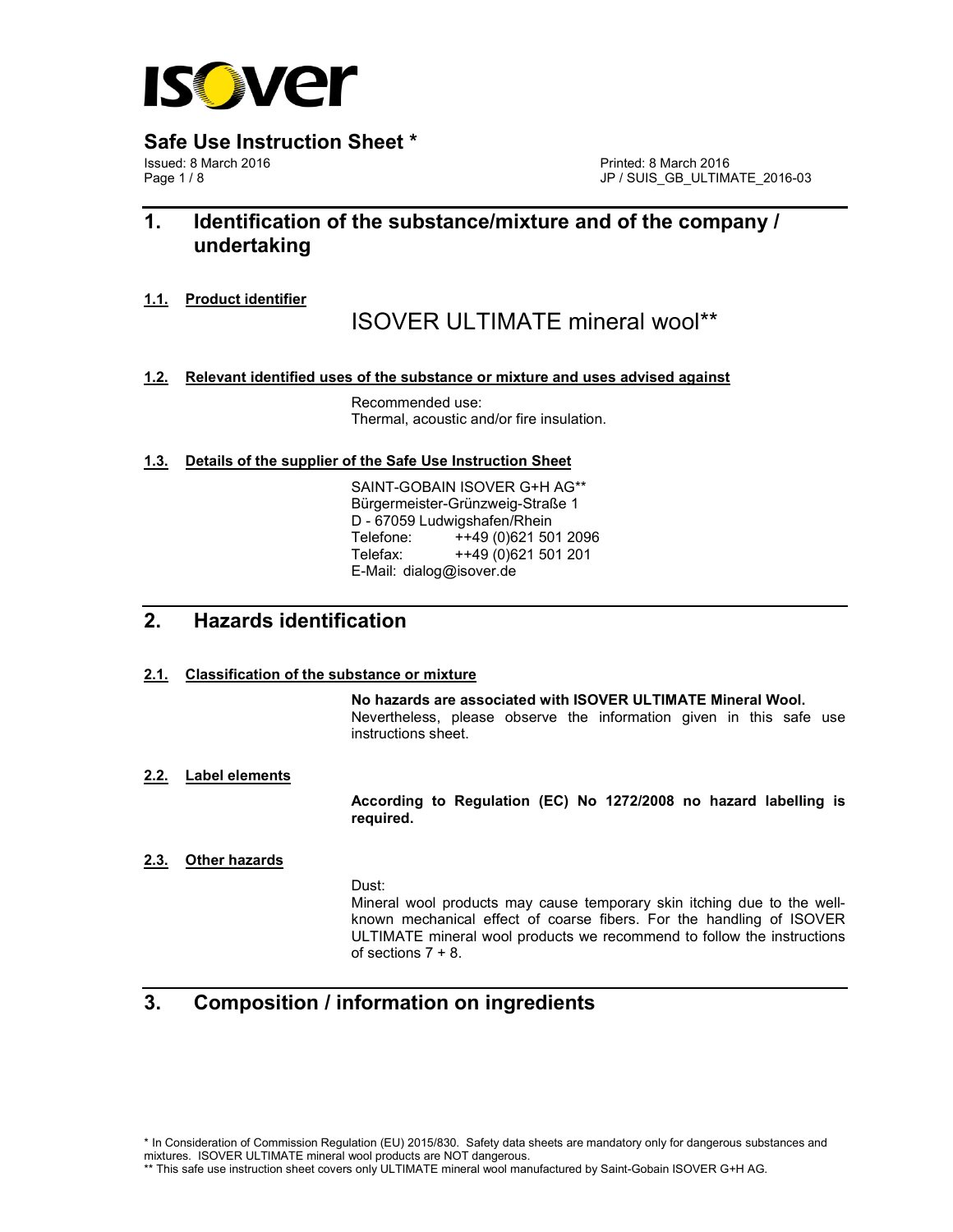# Safe Use Instruction Sheet *

Issued: 8 March 2016
Printed: 8 March 2016
JP / SUIS_GB_ULTIMATE_2016-03

## 1. Identification of the substance/mixture and of the company / undertaking

### 1.1. Product identifier

ISOVER ULTIMATE mineral wool**

### 1.2. Relevant identified uses of the substance or mixture and uses advised against

Recommended use:
Thermal, acoustic and/or fire insulation.

### 1.3. Details of the supplier of the Safe Use Instruction Sheet

SAINT-GOBAIN ISOVER G+H AG**
Bürgermeister-Grünzweig-Straße 1
D - 67059 Ludwigshafen/Rhein
Telefone: ++49 (0)621 501 2096
Telefax: ++49 (0)621 501 201
E-Mail: dialog@isover.de

## 2. Hazards identification

### 2.1. Classification of the substance or mixture

**No hazards are associated with ISOVER ULTIMATE Mineral Wool.**
Nevertheless, please observe the information given in this safe use instructions sheet.

### 2.2. Label elements

**According to Regulation (EC) No 1272/2008 no hazard labelling is required.**

### 2.3. Other hazards

Dust:
Mineral wool products may cause temporary skin itching due to the well-known mechanical effect of coarse fibers. For the handling of ISOVER ULTIMATE mineral wool products we recommend to follow the instructions of sections 7 + 8.

## 3. Composition / information on ingredients

* In Consideration of Commission Regulation (EU) 2015/830. Safety data sheets are mandatory only for dangerous substances and mixtures. ISOVER ULTIMATE mineral wool products are NOT dangerous.
** This safe use instruction sheet covers only ULTIMATE mineral wool manufactured by Saint-Gobain ISOVER G+H AG.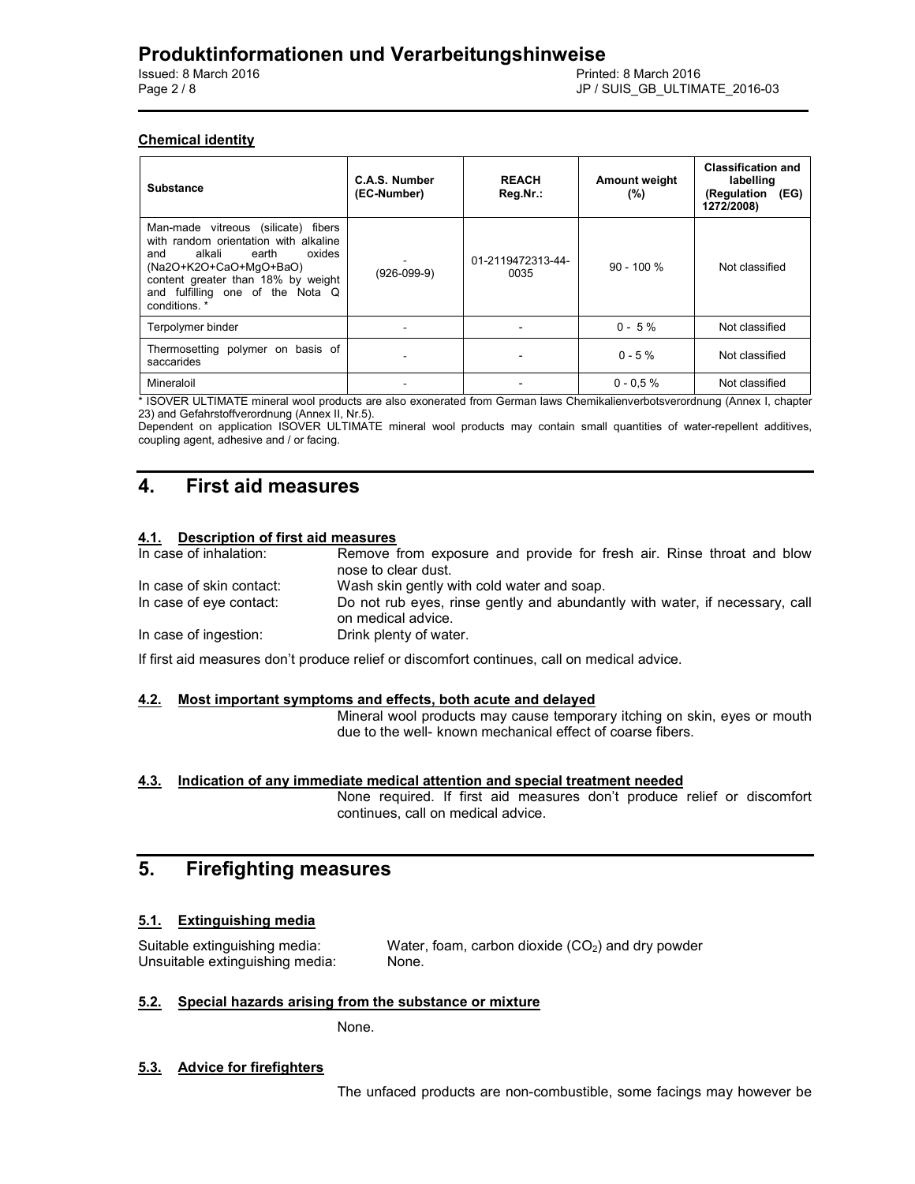**Chemical identity**

| Substance | C.A.S. Number (EC-Number) | REACH Reg.Nr.: | Amount weight (%) | Classification and labelling (Regulation (EG) 1272/2008) |
|---|---|---|---|---|
| Man-made vitreous (silicate) fibers with random orientation with alkaline and alkali earth oxides (Na2O+K2O+CaO+MgO+BaO) content greater than 18% by weight and fulfilling one of the Nota Q conditions. * | - (926-099-9) | 01-2119472313-44-0035 | 90 - 100 % | Not classified |
| Terpolymer binder | - | - | 0 - 5 % | Not classified |
| Thermosetting polymer on basis of saccarides | - | - | 0 - 5 % | Not classified |
| Mineraloil | - | - | 0 - 0,5 % | Not classified |

* ISOVER ULTIMATE mineral wool products are also exonerated from German laws Chemikalienverbotsverordnung (Annex I, chapter 23) and Gefahrstoffverordnung (Annex II, Nr.5).

Dependent on application ISOVER ULTIMATE mineral wool products may contain small quantities of water-repellent additives, coupling agent, adhesive and / or facing.

# 4. First aid measures

## 4.1. Description of first aid measures

In case of inhalation: Remove from exposure and provide for fresh air. Rinse throat and blow nose to clear dust.

In case of skin contact: Wash skin gently with cold water and soap.

In case of eye contact: Do not rub eyes, rinse gently and abundantly with water, if necessary, call on medical advice.

In case of ingestion: Drink plenty of water.

If first aid measures don't produce relief or discomfort continues, call on medical advice.

## 4.2. Most important symptoms and effects, both acute and delayed

Mineral wool products may cause temporary itching on skin, eyes or mouth due to the well- known mechanical effect of coarse fibers.

## 4.3. Indication of any immediate medical attention and special treatment needed

None required. If first aid measures don't produce relief or discomfort continues, call on medical advice.

# 5. Firefighting measures

## 5.1. Extinguishing media

Suitable extinguishing media: Water, foam, carbon dioxide ($CO_2$) and dry powder

Unsuitable extinguishing media: None.

## 5.2. Special hazards arising from the substance or mixture

None.

## 5.3. Advice for firefighters

The unfaced products are non-combustible, some facings may however be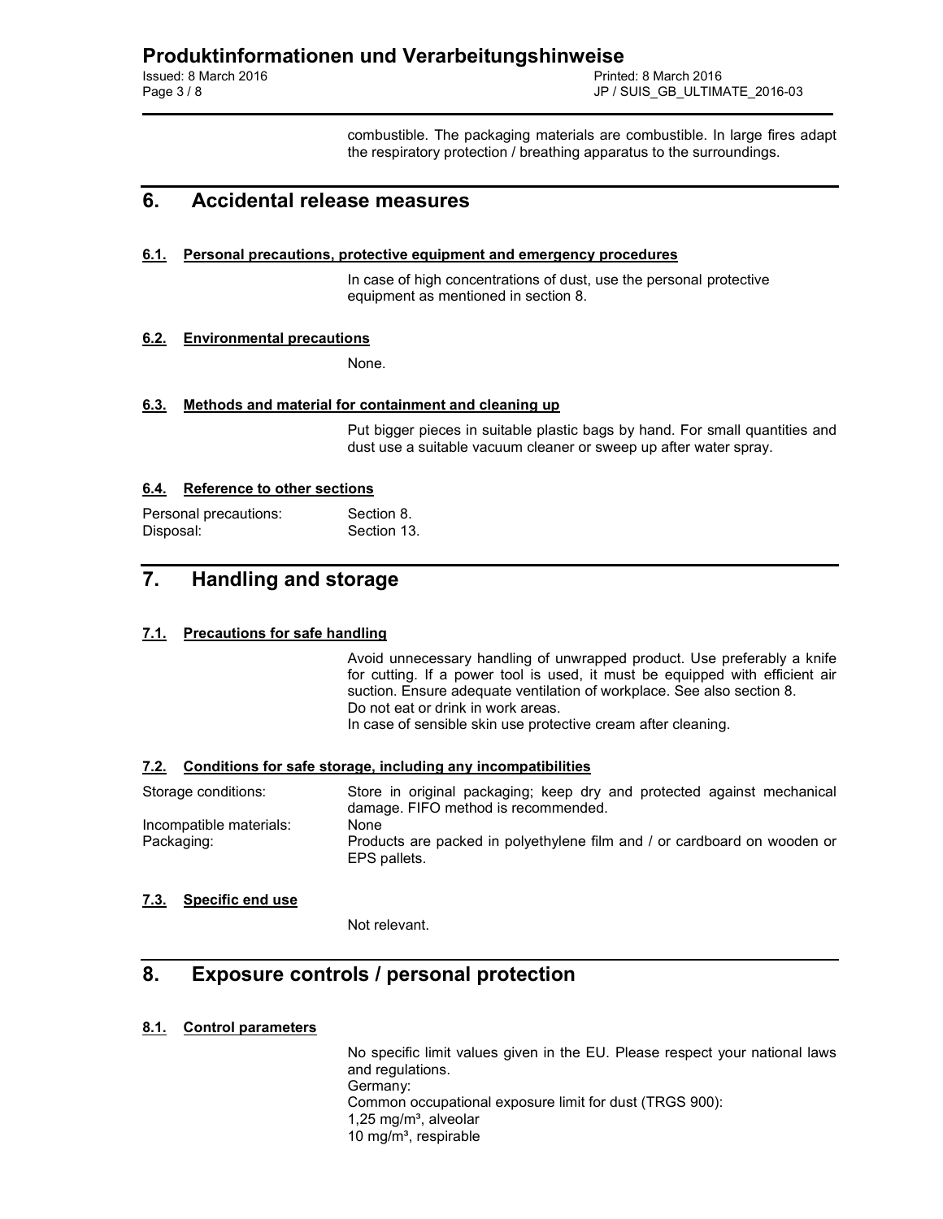combustible. The packaging materials are combustible. In large fires adapt the respiratory protection / breathing apparatus to the surroundings.

## 6. Accidental release measures

### 6.1. Personal precautions, protective equipment and emergency procedures

In case of high concentrations of dust, use the personal protective equipment as mentioned in section 8.

### 6.2. Environmental precautions

None.

### 6.3. Methods and material for containment and cleaning up

Put bigger pieces in suitable plastic bags by hand. For small quantities and dust use a suitable vacuum cleaner or sweep up after water spray.

### 6.4. Reference to other sections

| | |
|---|---|
| Personal precautions: | Section 8. |
| Disposal: | Section 13. |

## 7. Handling and storage

### 7.1. Precautions for safe handling

Avoid unnecessary handling of unwrapped product. Use preferably a knife for cutting. If a power tool is used, it must be equipped with efficient air suction. Ensure adequate ventilation of workplace. See also section 8.
Do not eat or drink in work areas.
In case of sensible skin use protective cream after cleaning.

### 7.2. Conditions for safe storage, including any incompatibilities

| | |
|---|---|
| Storage conditions: | Store in original packaging; keep dry and protected against mechanical damage. FIFO method is recommended. |
| Incompatible materials: | None |
| Packaging: | Products are packed in polyethylene film and / or cardboard on wooden or EPS pallets. |

### 7.3. Specific end use

Not relevant.

## 8. Exposure controls / personal protection

### 8.1. Control parameters

No specific limit values given in the EU. Please respect your national laws and regulations.
Germany:
Common occupational exposure limit for dust (TRGS 900):
1,25 mg/m³, alveolar
10 mg/m³, respirable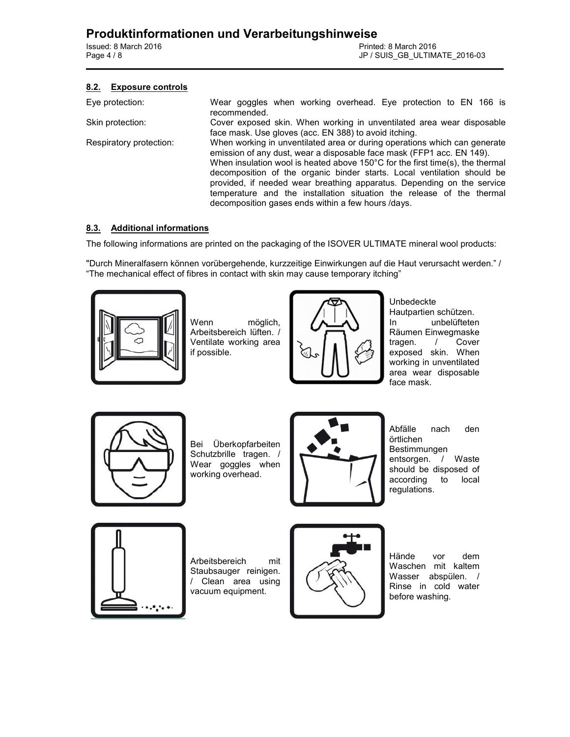### 8.2. Exposure controls

| | |
|---|---|
| Eye protection: | Wear goggles when working overhead. Eye protection to EN 166 is recommended. |
| Skin protection: | Cover exposed skin. When working in unventilated area wear disposable face mask. Use gloves (acc. EN 388) to avoid itching. |
| Respiratory protection: | When working in unventilated area or during operations which can generate emission of any dust, wear a disposable face mask (FFP1 acc. EN 149). When insulation wool is heated above 150°C for the first time(s), the thermal decomposition of the organic binder starts. Local ventilation should be provided, if needed wear breathing apparatus. Depending on the service temperature and the installation situation the release of the thermal decomposition gases ends within a few hours /days. |

### 8.3. Additional informations

The following informations are printed on the packaging of the ISOVER ULTIMATE mineral wool products:

"Durch Mineralfasern können vorübergehende, kurzzeitige Einwirkungen auf die Haut verursacht werden." / "The mechanical effect of fibres in contact with skin may cause temporary itching"

Wenn möglich, Arbeitsbereich lüften. / Ventilate working area if possible.

Unbedeckte Hautpartien schützen. In unbelüfteten Räumen Einwegmaske tragen. / Cover exposed skin. When working in unventilated area wear disposable face mask.

Bei Überkopfarbeiten Schutzbrille tragen. / Wear goggles when working overhead.

Abfälle nach den örtlichen Bestimmungen entsorgen. / Waste should be disposed of according to local regulations.

Arbeitsbereich mit Staubsauger reinigen. / Clean area using vacuum equipment.

Hände vor dem Waschen mit kaltem Wasser abspülen. / Rinse in cold water before washing.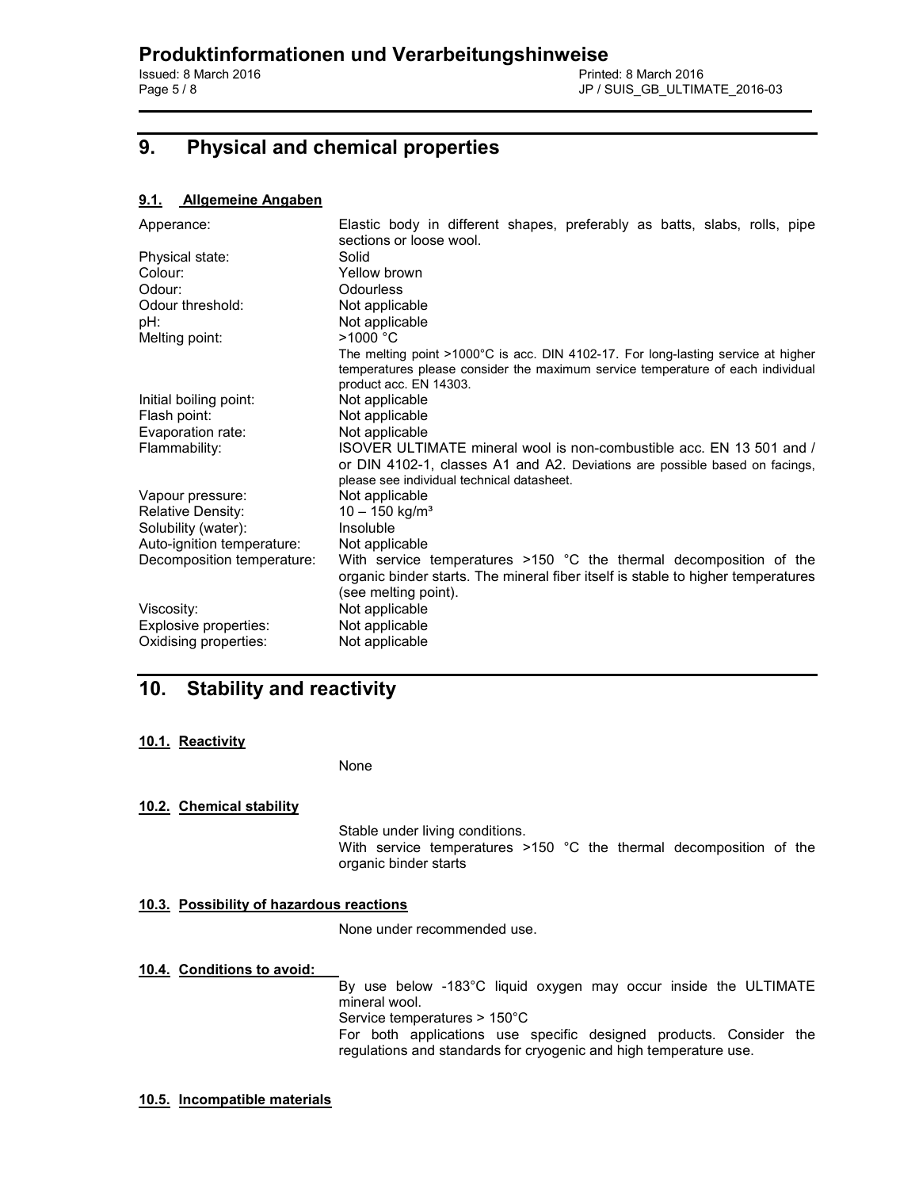## 9. Physical and chemical properties

### 9.1. Allgemeine Angaben

| | |
|---|---|
| Apperance: | Elastic body in different shapes, preferably as batts, slabs, rolls, pipe sections or loose wool. |
| Physical state: | Solid |
| Colour: | Yellow brown |
| Odour: | Odourless |
| Odour threshold: | Not applicable |
| pH: | Not applicable |
| Melting point: | >1000 °C<br>The melting point >1000°C is acc. DIN 4102-17. For long-lasting service at higher temperatures please consider the maximum service temperature of each individual product acc. EN 14303. |
| Initial boiling point: | Not applicable |
| Flash point: | Not applicable |
| Evaporation rate: | Not applicable |
| Flammability: | ISOVER ULTIMATE mineral wool is non-combustible acc. EN 13 501 and / or DIN 4102-1, classes A1 and A2. Deviations are possible based on facings, please see individual technical datasheet. |
| Vapour pressure: | Not applicable |
| Relative Density: | 10 – 150 kg/m³ |
| Solubility (water): | Insoluble |
| Auto-ignition temperature: | Not applicable |
| Decomposition temperature: | With service temperatures >150 °C the thermal decomposition of the organic binder starts. The mineral fiber itself is stable to higher temperatures (see melting point). |
| Viscosity: | Not applicable |
| Explosive properties: | Not applicable |
| Oxidising properties: | Not applicable |

## 10. Stability and reactivity

### 10.1. Reactivity

None

### 10.2. Chemical stability

Stable under living conditions.
With service temperatures >150 °C the thermal decomposition of the organic binder starts

### 10.3. Possibility of hazardous reactions

None under recommended use.

### 10.4. Conditions to avoid:

By use below -183°C liquid oxygen may occur inside the ULTIMATE mineral wool.
Service temperatures > 150°C
For both applications use specific designed products. Consider the regulations and standards for cryogenic and high temperature use.

### 10.5. Incompatible materials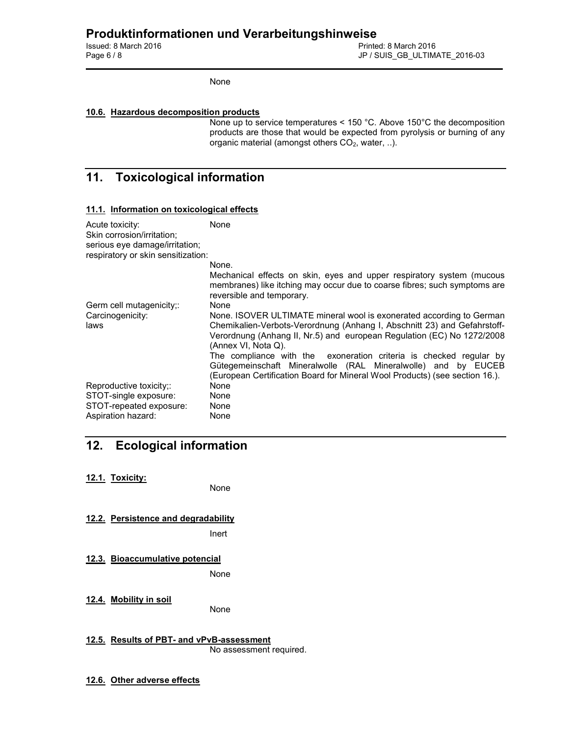None

### 10.6. Hazardous decomposition products

None up to service temperatures < 150 °C. Above 150°C the decomposition products are those that would be expected from pyrolysis or burning of any organic material (amongst others $CO_2$, water, ..).

## 11. Toxicological information

### 11.1. Information on toxicological effects

Acute toxicity: None

Skin corrosion/irritation;
serious eye damage/irritation;
respiratory or skin sensitization:

None.
Mechanical effects on skin, eyes and upper respiratory system (mucous membranes) like itching may occur due to coarse fibres; such symptoms are reversible and temporary.

Germ cell mutagenicity;: None

Carcinogenicity:
laws

None. ISOVER ULTIMATE mineral wool is exonerated according to German Chemikalien-Verbots-Verordnung (Anhang I, Abschnitt 23) and Gefahrstoff-Verordnung (Anhang II, Nr.5) and european Regulation (EC) No 1272/2008 (Annex VI, Nota Q).
The compliance with the exoneration criteria is checked regular by Gütegemeinschaft Mineralwolle (RAL Mineralwolle) and by EUCEB (European Certification Board for Mineral Wool Products) (see section 16.).

Reproductive toxicity;: None

STOT-single exposure: None

STOT-repeated exposure: None

Aspiration hazard: None

## 12. Ecological information

### 12.1. Toxicity:

None

### 12.2. Persistence and degradability

Inert

### 12.3. Bioaccumulative potencial

None

### 12.4. Mobility in soil

None

### 12.5. Results of PBT- and vPvB-assessment

No assessment required.

### 12.6. Other adverse effects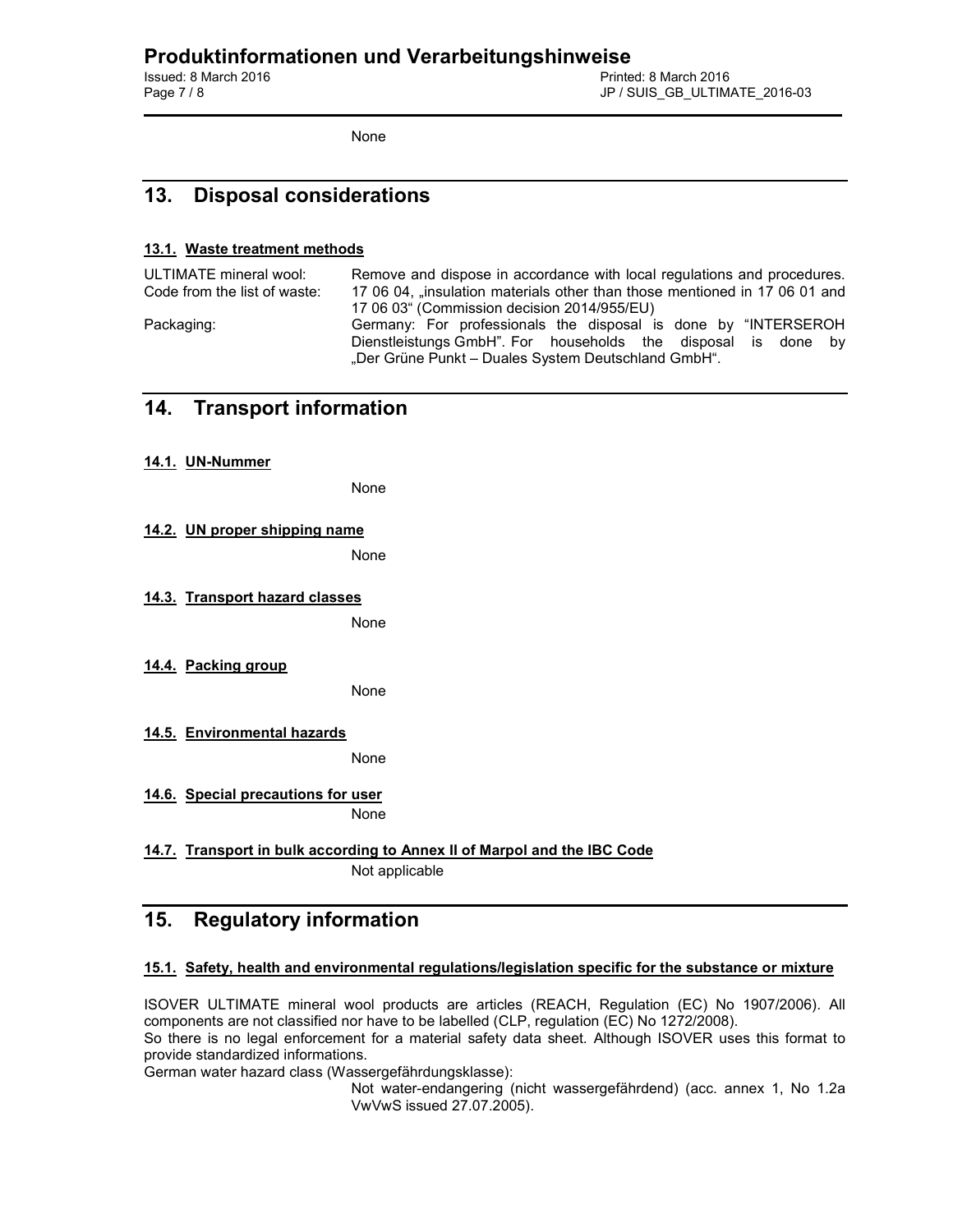None

## 13. Disposal considerations

### 13.1. Waste treatment methods

| | |
|---|---|
| ULTIMATE mineral wool: | Remove and dispose in accordance with local regulations and procedures. |
| Code from the list of waste: | 17 06 04, „insulation materials other than those mentioned in 17 06 01 and 17 06 03“ (Commission decision 2014/955/EU) |
| Packaging: | Germany: For professionals the disposal is done by “INTERSEROH Dienstleistungs GmbH”. For households the disposal is done by „Der Grüne Punkt – Duales System Deutschland GmbH“. |

## 14. Transport information

### 14.1. UN-Nummer

None

### 14.2. UN proper shipping name

None

### 14.3. Transport hazard classes

None

### 14.4. Packing group

None

### 14.5. Environmental hazards

None

### 14.6. Special precautions for user

None

### 14.7. Transport in bulk according to Annex II of Marpol and the IBC Code

Not applicable

## 15. Regulatory information

### 15.1. Safety, health and environmental regulations/legislation specific for the substance or mixture

ISOVER ULTIMATE mineral wool products are articles (REACH, Regulation (EC) No 1907/2006). All components are not classified nor have to be labelled (CLP, regulation (EC) No 1272/2008).
So there is no legal enforcement for a material safety data sheet. Although ISOVER uses this format to provide standardized informations.
German water hazard class (Wassergefährdungsklasse):

Not water-endangering (nicht wassergefährdend) (acc. annex 1, No 1.2a VwVwS issued 27.07.2005).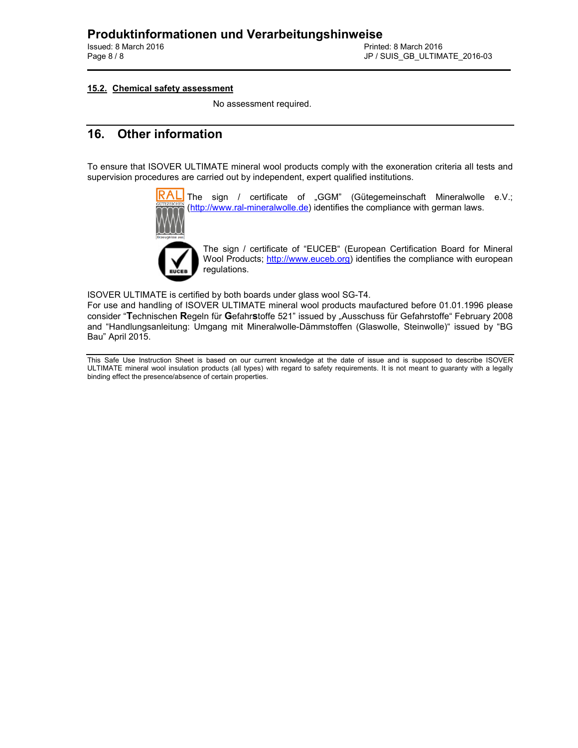### 15.2. Chemical safety assessment

No assessment required.

## 16. Other information

To ensure that ISOVER ULTIMATE mineral wool products comply with the exoneration criteria all tests and supervision procedures are carried out by independent, expert qualified institutions.

The sign / certificate of „GGM" (Gütegemeinschaft Mineralwolle e.V.; (http://www.ral-mineralwolle.de) identifies the compliance with german laws.

The sign / certificate of "EUCEB" (European Certification Board for Mineral Wool Products; http://www.euceb.org) identifies the compliance with european regulations.

ISOVER ULTIMATE is certified by both boards under glass wool SG-T4.
For use and handling of ISOVER ULTIMATE mineral wool products maufactured before 01.01.1996 please consider "**T**echnischen **R**egeln für **G**efahr**s**toffe 521" issued by „Ausschuss für Gefahrstoffe" February 2008 and "Handlungsanleitung: Umgang mit Mineralwolle-Dämmstoffen (Glaswolle, Steinwolle)" issued by "BG Bau" April 2015.

This Safe Use Instruction Sheet is based on our current knowledge at the date of issue and is supposed to describe ISOVER ULTIMATE mineral wool insulation products (all types) with regard to safety requirements. It is not meant to guaranty with a legally binding effect the presence/absence of certain properties.